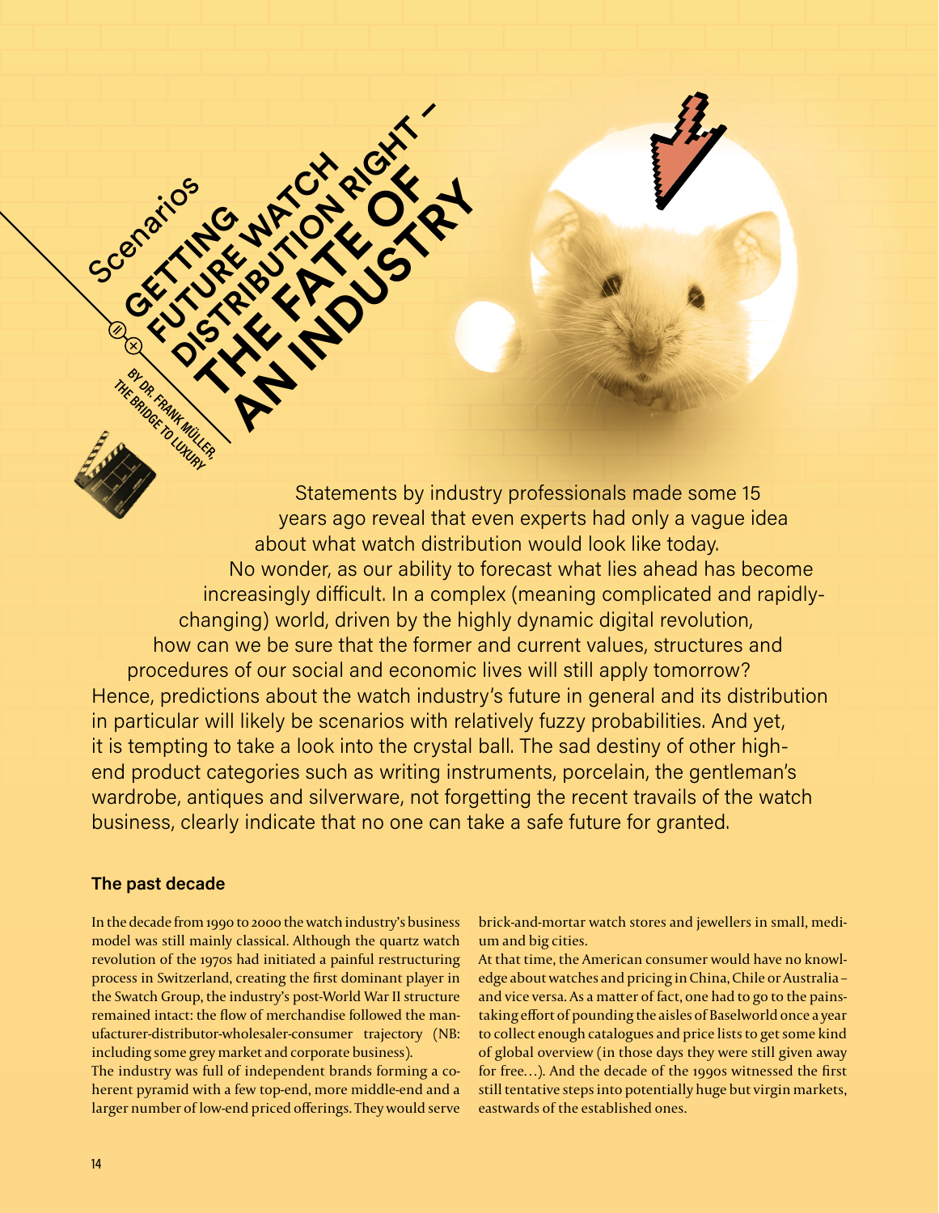Scenarios

# GETTING FUTURE WATCH DISTRIBUTION RIGHT – THE FATE OF AN INDUSTRY

BY DR. FRANK MÜLLER, THE BRIDGE TO LUXURY

Statements by industry professionals made some 15 years ago reveal that even experts had only a vague idea about what watch distribution would look like today. No wonder, as our ability to forecast what lies ahead has become increasingly difficult. In a complex (meaning complicated and rapidly-changing) world, driven by the highly dynamic digital revolution, how can we be sure that the former and current values, structures and procedures of our social and economic lives will still apply tomorrow? Hence, predictions about the watch industry's future in general and its distribution in particular will likely be scenarios with relatively fuzzy probabilities. And yet, it is tempting to take a look into the crystal ball. The sad destiny of other high-end product categories such as writing instruments, porcelain, the gentleman's wardrobe, antiques and silverware, not forgetting the recent travails of the watch business, clearly indicate that no one can take a safe future for granted.

### The past decade

In the decade from 1990 to 2000 the watch industry's business model was still mainly classical. Although the quartz watch revolution of the 1970s had initiated a painful restructuring process in Switzerland, creating the first dominant player in the Swatch Group, the industry's post-World War II structure remained intact: the flow of merchandise followed the manufacturer-distributor-wholesaler-consumer trajectory (NB: including some grey market and corporate business).

The industry was full of independent brands forming a coherent pyramid with a few top-end, more middle-end and a larger number of low-end priced offerings. They would serve brick-and-mortar watch stores and jewellers in small, medium and big cities.

At that time, the American consumer would have no knowledge about watches and pricing in China, Chile or Australia – and vice versa. As a matter of fact, one had to go to the painstaking effort of pounding the aisles of Baselworld once a year to collect enough catalogues and price lists to get some kind of global overview (in those days they were still given away for free…). And the decade of the 1990s witnessed the first still tentative steps into potentially huge but virgin markets, eastwards of the established ones.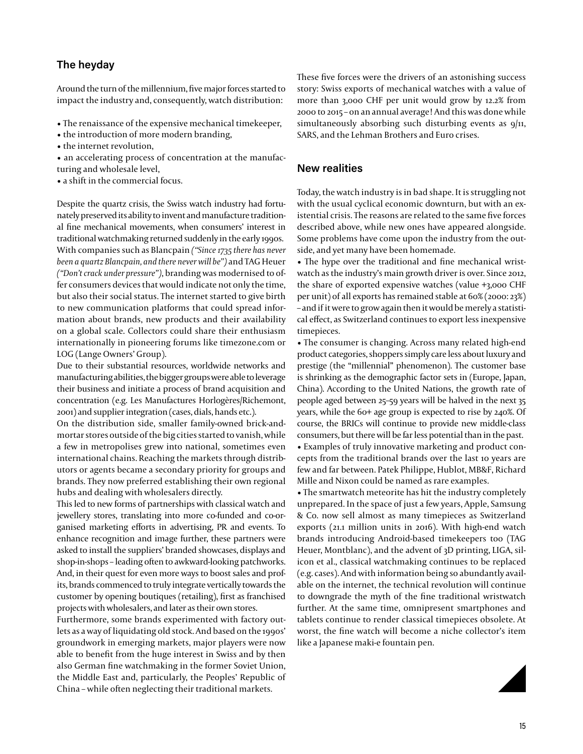## The heyday

Around the turn of the millennium, five major forces started to impact the industry and, consequently, watch distribution:

- The renaissance of the expensive mechanical timekeeper,
- the introduction of more modern branding,
- the internet revolution,
- an accelerating process of concentration at the manufacturing and wholesale level,
- a shift in the commercial focus.

Despite the quartz crisis, the Swiss watch industry had fortunately preserved its ability to invent and manufacture traditional fine mechanical movements, when consumers' interest in traditional watchmaking returned suddenly in the early 1990s. With companies such as Blancpain *("Since 1735 there has never been a quartz Blancpain, and there never will be")* and TAG Heuer *("Don't crack under pressure")*, branding was modernised to offer consumers devices that would indicate not only the time, but also their social status. The internet started to give birth to new communication platforms that could spread information about brands, new products and their availability on a global scale. Collectors could share their enthusiasm internationally in pioneering forums like timezone.com or LOG (Lange Owners' Group).

Due to their substantial resources, worldwide networks and manufacturing abilities, the bigger groups were able to leverage their business and initiate a process of brand acquisition and concentration (e.g. Les Manufactures Horlogères/Richemont, 2001) and supplier integration (cases, dials, hands etc.).

On the distribution side, smaller family-owned brick-and-mortar stores outside of the big cities started to vanish, while a few in metropolises grew into national, sometimes even international chains. Reaching the markets through distributors or agents became a secondary priority for groups and brands. They now preferred establishing their own regional hubs and dealing with wholesalers directly.

This led to new forms of partnerships with classical watch and jewellery stores, translating into more co-funded and co-organised marketing efforts in advertising, PR and events. To enhance recognition and image further, these partners were asked to install the suppliers' branded showcases, displays and shop-in-shops – leading often to awkward-looking patchworks. And, in their quest for even more ways to boost sales and profits, brands commenced to truly integrate vertically towards the customer by opening boutiques (retailing), first as franchised projects with wholesalers, and later as their own stores.

Furthermore, some brands experimented with factory outlets as a way of liquidating old stock. And based on the 1990s' groundwork in emerging markets, major players were now able to benefit from the huge interest in Swiss and by then also German fine watchmaking in the former Soviet Union, the Middle East and, particularly, the Peoples' Republic of China – while often neglecting their traditional markets.

These five forces were the drivers of an astonishing success story: Swiss exports of mechanical watches with a value of more than 3,000 CHF per unit would grow by 12.2% from 2000 to 2015 – on an annual average! And this was done while simultaneously absorbing such disturbing events as 9/11, SARS, and the Lehman Brothers and Euro crises.

## New realities

Today, the watch industry is in bad shape. It is struggling not with the usual cyclical economic downturn, but with an existential crisis. The reasons are related to the same five forces described above, while new ones have appeared alongside. Some problems have come upon the industry from the outside, and yet many have been homemade.

- The hype over the traditional and fine mechanical wristwatch as the industry's main growth driver is over. Since 2012, the share of exported expensive watches (value +3,000 CHF per unit) of all exports has remained stable at 60% (2000: 23%) – and if it were to grow again then it would be merely a statistical effect, as Switzerland continues to export less inexpensive timepieces.
- The consumer is changing. Across many related high-end product categories, shoppers simply care less about luxury and prestige (the "millennial" phenomenon). The customer base is shrinking as the demographic factor sets in (Europe, Japan, China). According to the United Nations, the growth rate of people aged between 25–59 years will be halved in the next 35 years, while the 60+ age group is expected to rise by 240%. Of course, the BRICs will continue to provide new middle-class consumers, but there will be far less potential than in the past.
- Examples of truly innovative marketing and product concepts from the traditional brands over the last 10 years are few and far between. Patek Philippe, Hublot, MB&F, Richard Mille and Nixon could be named as rare examples.
- The smartwatch meteorite has hit the industry completely unprepared. In the space of just a few years, Apple, Samsung & Co. now sell almost as many timepieces as Switzerland exports (21.1 million units in 2016). With high-end watch brands introducing Android-based timekeepers too (TAG Heuer, Montblanc), and the advent of 3D printing, LIGA, silicon et al., classical watchmaking continues to be replaced (e.g. cases). And with information being so abundantly available on the internet, the technical revolution will continue to downgrade the myth of the fine traditional wristwatch further. At the same time, omnipresent smartphones and tablets continue to render classical timepieces obsolete. At worst, the fine watch will become a niche collector's item like a Japanese maki-e fountain pen.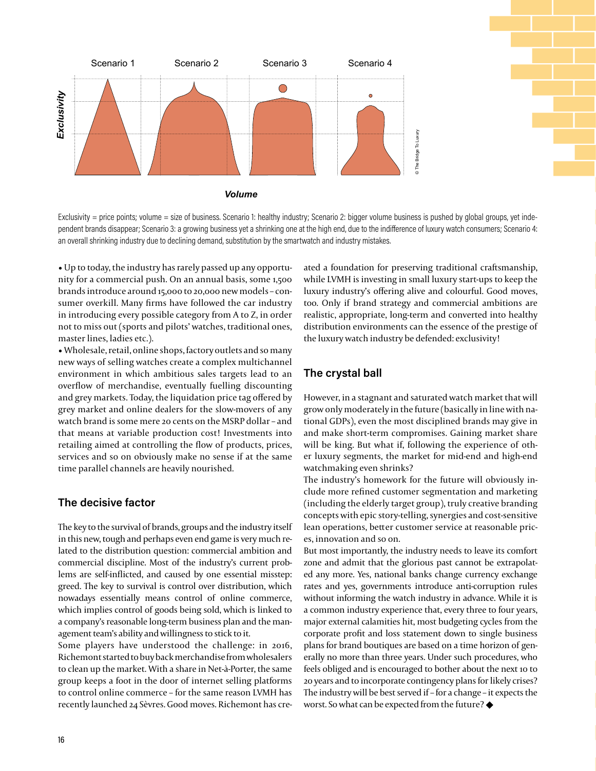Exclusivity = price points; volume = size of business. Scenario 1: healthy industry; Scenario 2: bigger volume business is pushed by global groups, yet independent brands disappear; Scenario 3: a growing business yet a shrinking one at the high end, due to the indifference of luxury watch consumers; Scenario 4: an overall shrinking industry due to declining demand, substitution by the smartwatch and industry mistakes.

- Up to today, the industry has rarely passed up any opportunity for a commercial push. On an annual basis, some 1,500 brands introduce around 15,000 to 20,000 new models – consumer overkill. Many firms have followed the car industry in introducing every possible category from A to Z, in order not to miss out (sports and pilots' watches, traditional ones, master lines, ladies etc.).
- Wholesale, retail, online shops, factory outlets and so many new ways of selling watches create a complex multichannel environment in which ambitious sales targets lead to an overflow of merchandise, eventually fuelling discounting and grey markets. Today, the liquidation price tag offered by grey market and online dealers for the slow-movers of any watch brand is some mere 20 cents on the MSRP dollar – and that means at variable production cost! Investments into retailing aimed at controlling the flow of products, prices, services and so on obviously make no sense if at the same time parallel channels are heavily nourished.

## The decisive factor

The key to the survival of brands, groups and the industry itself in this new, tough and perhaps even end game is very much related to the distribution question: commercial ambition and commercial discipline. Most of the industry's current problems are self-inflicted, and caused by one essential misstep: greed. The key to survival is control over distribution, which nowadays essentially means control of online commerce, which implies control of goods being sold, which is linked to a company's reasonable long-term business plan and the management team's ability and willingness to stick to it.

Some players have understood the challenge: in 2016, Richemont started to buy back merchandise from wholesalers to clean up the market. With a share in Net-à-Porter, the same group keeps a foot in the door of internet selling platforms to control online commerce – for the same reason LVMH has recently launched 24 Sèvres. Good moves. Richemont has created a foundation for preserving traditional craftsmanship, while LVMH is investing in small luxury start-ups to keep the luxury industry's offering alive and colourful. Good moves, too. Only if brand strategy and commercial ambitions are realistic, appropriate, long-term and converted into healthy distribution environments can the essence of the prestige of the luxury watch industry be defended: exclusivity!

## The crystal ball

However, in a stagnant and saturated watch market that will grow only moderately in the future (basically in line with national GDPs), even the most disciplined brands may give in and make short-term compromises. Gaining market share will be king. But what if, following the experience of other luxury segments, the market for mid-end and high-end watchmaking even shrinks?

The industry's homework for the future will obviously include more refined customer segmentation and marketing (including the elderly target group), truly creative branding concepts with epic story-telling, synergies and cost-sensitive lean operations, better customer service at reasonable prices, innovation and so on.

But most importantly, the industry needs to leave its comfort zone and admit that the glorious past cannot be extrapolated any more. Yes, national banks change currency exchange rates and yes, governments introduce anti-corruption rules without informing the watch industry in advance. While it is a common industry experience that, every three to four years, major external calamities hit, most budgeting cycles from the corporate profit and loss statement down to single business plans for brand boutiques are based on a time horizon of generally no more than three years. Under such procedures, who feels obliged and is encouraged to bother about the next 10 to 20 years and to incorporate contingency plans for likely crises? The industry will be best served if – for a change – it expects the worst. So what can be expected from the future? ◆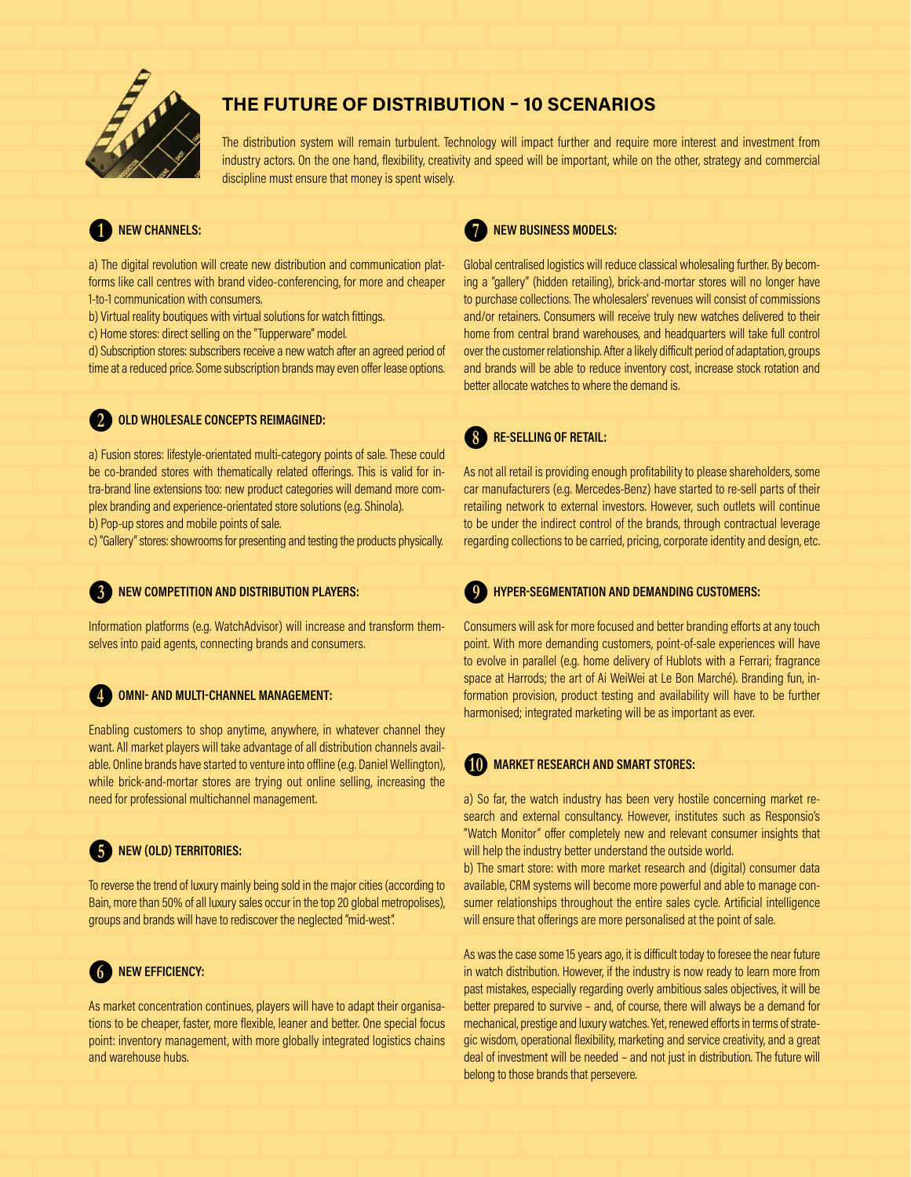# THE FUTURE OF DISTRIBUTION – 10 SCENARIOS

The distribution system will remain turbulent. Technology will impact further and require more interest and investment from industry actors. On the one hand, flexibility, creativity and speed will be important, while on the other, strategy and commercial discipline must ensure that money is spent wisely.

## 1 NEW CHANNELS:

a) The digital revolution will create new distribution and communication platforms like call centres with brand video-conferencing, for more and cheaper 1-to-1 communication with consumers.
b) Virtual reality boutiques with virtual solutions for watch fittings.
c) Home stores: direct selling on the "Tupperware" model.
d) Subscription stores: subscribers receive a new watch after an agreed period of time at a reduced price. Some subscription brands may even offer lease options.

## 2 OLD WHOLESALE CONCEPTS REIMAGINED:

a) Fusion stores: lifestyle-orientated multi-category points of sale. These could be co-branded stores with thematically related offerings. This is valid for intra-brand line extensions too: new product categories will demand more complex branding and experience-orientated store solutions (e.g. Shinola).
b) Pop-up stores and mobile points of sale.
c) "Gallery" stores: showrooms for presenting and testing the products physically.

## 3 NEW COMPETITION AND DISTRIBUTION PLAYERS:

Information platforms (e.g. WatchAdvisor) will increase and transform themselves into paid agents, connecting brands and consumers.

## 4 OMNI- AND MULTI-CHANNEL MANAGEMENT:

Enabling customers to shop anytime, anywhere, in whatever channel they want. All market players will take advantage of all distribution channels available. Online brands have started to venture into offline (e.g. Daniel Wellington), while brick-and-mortar stores are trying out online selling, increasing the need for professional multichannel management.

## 5 NEW (OLD) TERRITORIES:

To reverse the trend of luxury mainly being sold in the major cities (according to Bain, more than 50% of all luxury sales occur in the top 20 global metropolises), groups and brands will have to rediscover the neglected "mid-west".

## 6 NEW EFFICIENCY:

As market concentration continues, players will have to adapt their organisations to be cheaper, faster, more flexible, leaner and better. One special focus point: inventory management, with more globally integrated logistics chains and warehouse hubs.

## 7 NEW BUSINESS MODELS:

Global centralised logistics will reduce classical wholesaling further. By becoming a "gallery" (hidden retailing), brick-and-mortar stores will no longer have to purchase collections. The wholesalers' revenues will consist of commissions and/or retainers. Consumers will receive truly new watches delivered to their home from central brand warehouses, and headquarters will take full control over the customer relationship. After a likely difficult period of adaptation, groups and brands will be able to reduce inventory cost, increase stock rotation and better allocate watches to where the demand is.

## 8 RE-SELLING OF RETAIL:

As not all retail is providing enough profitability to please shareholders, some car manufacturers (e.g. Mercedes-Benz) have started to re-sell parts of their retailing network to external investors. However, such outlets will continue to be under the indirect control of the brands, through contractual leverage regarding collections to be carried, pricing, corporate identity and design, etc.

## 9 HYPER-SEGMENTATION AND DEMANDING CUSTOMERS:

Consumers will ask for more focused and better branding efforts at any touch point. With more demanding customers, point-of-sale experiences will have to evolve in parallel (e.g. home delivery of Hublots with a Ferrari; fragrance space at Harrods; the art of Ai WeiWei at Le Bon Marché). Branding fun, information provision, product testing and availability will have to be further harmonised; integrated marketing will be as important as ever.

## 10 MARKET RESEARCH AND SMART STORES:

a) So far, the watch industry has been very hostile concerning market research and external consultancy. However, institutes such as Responsio's "Watch Monitor" offer completely new and relevant consumer insights that will help the industry better understand the outside world.
b) The smart store: with more market research and (digital) consumer data available, CRM systems will become more powerful and able to manage consumer relationships throughout the entire sales cycle. Artificial intelligence will ensure that offerings are more personalised at the point of sale.

As was the case some 15 years ago, it is difficult today to foresee the near future in watch distribution. However, if the industry is now ready to learn more from past mistakes, especially regarding overly ambitious sales objectives, it will be better prepared to survive – and, of course, there will always be a demand for mechanical, prestige and luxury watches. Yet, renewed efforts in terms of strategic wisdom, operational flexibility, marketing and service creativity, and a great deal of investment will be needed – and not just in distribution. The future will belong to those brands that persevere.